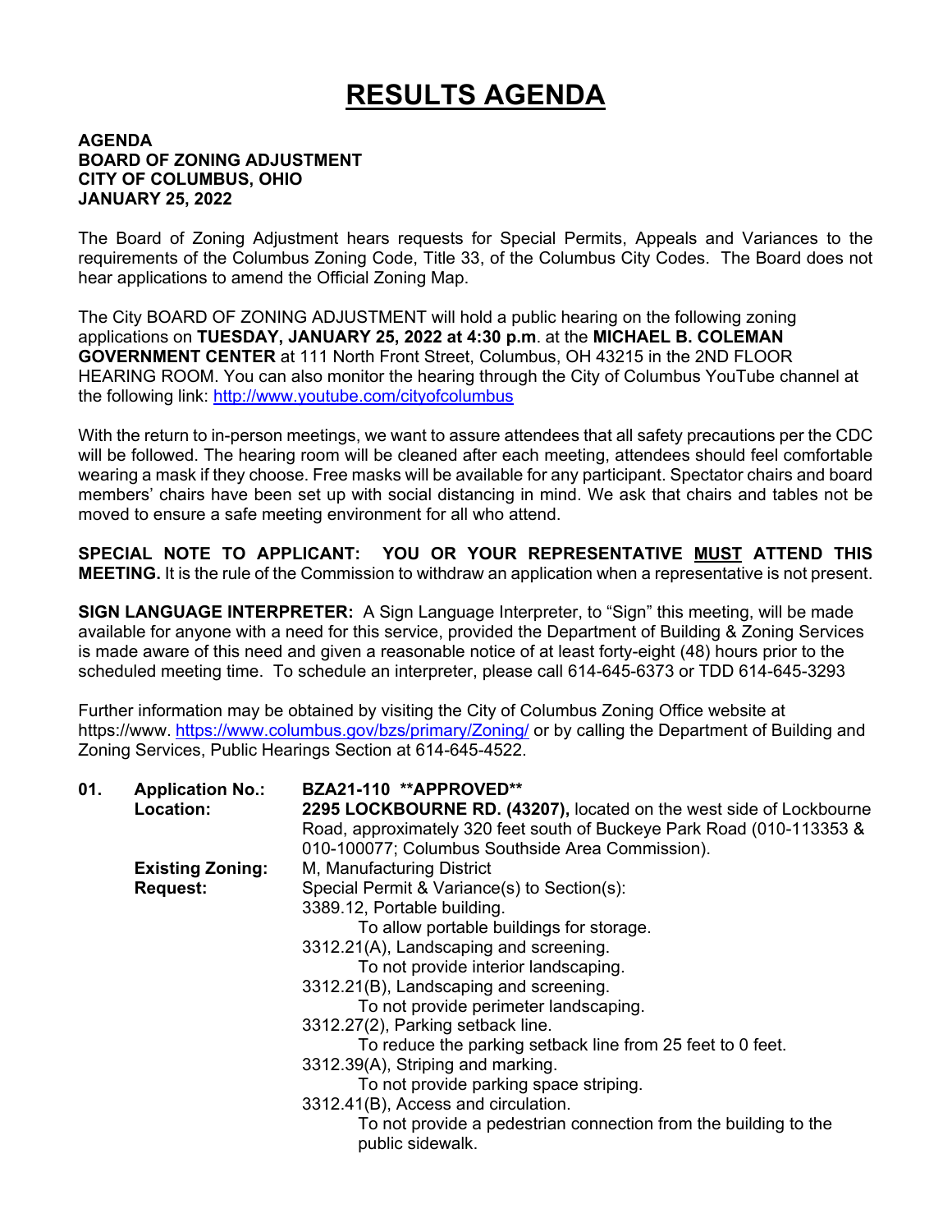# RESULTS AGENDA

**AGENDA**
**BOARD OF ZONING ADJUSTMENT**
**CITY OF COLUMBUS, OHIO**
**JANUARY 25, 2022**

The Board of Zoning Adjustment hears requests for Special Permits, Appeals and Variances to the requirements of the Columbus Zoning Code, Title 33, of the Columbus City Codes. The Board does not hear applications to amend the Official Zoning Map.

The City BOARD OF ZONING ADJUSTMENT will hold a public hearing on the following zoning applications on **TUESDAY, JANUARY 25, 2022 at 4:30 p.m**. at the **MICHAEL B. COLEMAN GOVERNMENT CENTER** at 111 North Front Street, Columbus, OH 43215 in the 2ND FLOOR HEARING ROOM. You can also monitor the hearing through the City of Columbus YouTube channel at the following link: http://www.youtube.com/cityofcolumbus

With the return to in-person meetings, we want to assure attendees that all safety precautions per the CDC will be followed. The hearing room will be cleaned after each meeting, attendees should feel comfortable wearing a mask if they choose. Free masks will be available for any participant. Spectator chairs and board members' chairs have been set up with social distancing in mind. We ask that chairs and tables not be moved to ensure a safe meeting environment for all who attend.

**SPECIAL NOTE TO APPLICANT: YOU OR YOUR REPRESENTATIVE MUST ATTEND THIS MEETING.** It is the rule of the Commission to withdraw an application when a representative is not present.

**SIGN LANGUAGE INTERPRETER:** A Sign Language Interpreter, to "Sign" this meeting, will be made available for anyone with a need for this service, provided the Department of Building & Zoning Services is made aware of this need and given a reasonable notice of at least forty-eight (48) hours prior to the scheduled meeting time. To schedule an interpreter, please call 614-645-6373 or TDD 614-645-3293

Further information may be obtained by visiting the City of Columbus Zoning Office website at https://www. https://www.columbus.gov/bzs/primary/Zoning/ or by calling the Department of Building and Zoning Services, Public Hearings Section at 614-645-4522.

**01. Application No.:** **BZA21-110 \*\*APPROVED\*\***

**Location:** **2295 LOCKBOURNE RD. (43207),** located on the west side of Lockbourne Road, approximately 320 feet south of Buckeye Park Road (010-113353 & 010-100077; Columbus Southside Area Commission).

**Existing Zoning:** M, Manufacturing District

**Request:** Special Permit & Variance(s) to Section(s):

3389.12, Portable building.
To allow portable buildings for storage.

3312.21(A), Landscaping and screening.
To not provide interior landscaping.

3312.21(B), Landscaping and screening.
To not provide perimeter landscaping.

3312.27(2), Parking setback line.
To reduce the parking setback line from 25 feet to 0 feet.

3312.39(A), Striping and marking.
To not provide parking space striping.

3312.41(B), Access and circulation.
To not provide a pedestrian connection from the building to the public sidewalk.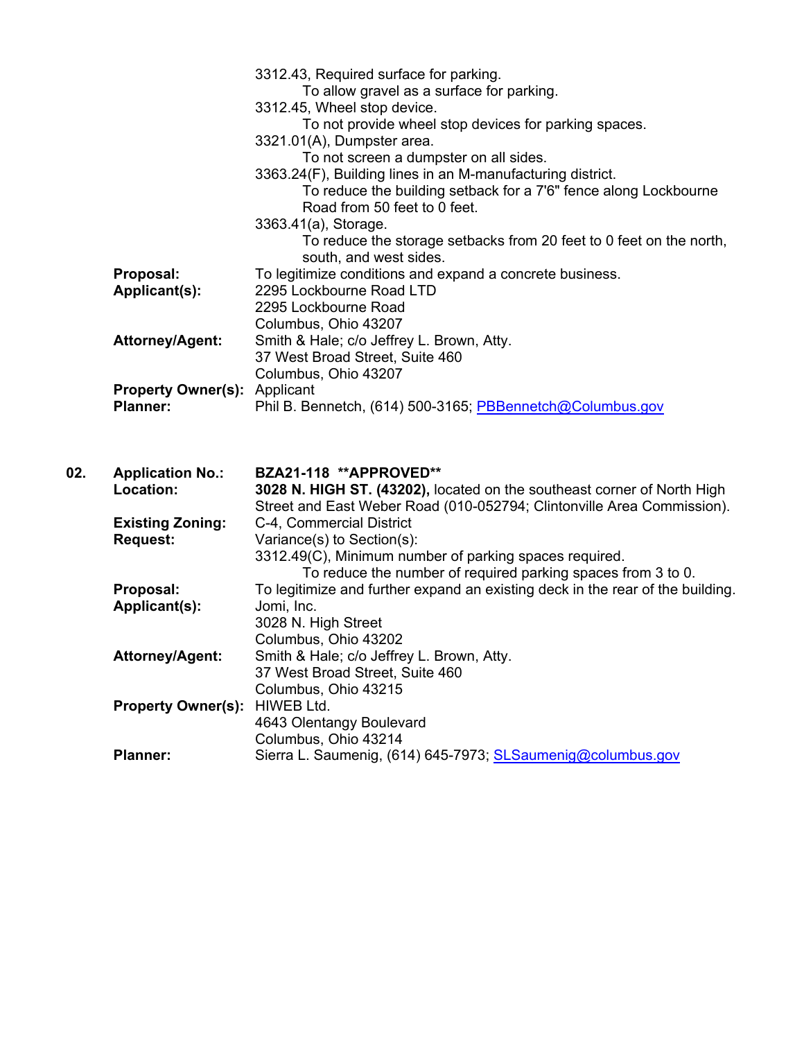3312.43, Required surface for parking.
To allow gravel as a surface for parking.
3312.45, Wheel stop device.
To not provide wheel stop devices for parking spaces.
3321.01(A), Dumpster area.
To not screen a dumpster on all sides.
3363.24(F), Building lines in an M-manufacturing district.
To reduce the building setback for a 7'6" fence along Lockbourne Road from 50 feet to 0 feet.
3363.41(a), Storage.
To reduce the storage setbacks from 20 feet to 0 feet on the north, south, and west sides.

**Proposal:** To legitimize conditions and expand a concrete business.

**Applicant(s):** 2295 Lockbourne Road LTD
2295 Lockbourne Road
Columbus, Ohio 43207

**Attorney/Agent:** Smith & Hale; c/o Jeffrey L. Brown, Atty.
37 West Broad Street, Suite 460
Columbus, Ohio 43207

**Property Owner(s):** Applicant

**Planner:** Phil B. Bennetch, (614) 500-3165; PBBennetch@Columbus.gov

---

**02.** **Application No.:** **BZA21-118 **APPROVED****

**Location:** **3028 N. HIGH ST. (43202),** located on the southeast corner of North High Street and East Weber Road (010-052794; Clintonville Area Commission).

**Existing Zoning:** C-4, Commercial District

**Request:** Variance(s) to Section(s):
3312.49(C), Minimum number of parking spaces required.
To reduce the number of required parking spaces from 3 to 0.

**Proposal:** To legitimize and further expand an existing deck in the rear of the building.

**Applicant(s):** Jomi, Inc.
3028 N. High Street
Columbus, Ohio 43202

**Attorney/Agent:** Smith & Hale; c/o Jeffrey L. Brown, Atty.
37 West Broad Street, Suite 460
Columbus, Ohio 43215

**Property Owner(s):** HIWEB Ltd.
4643 Olentangy Boulevard
Columbus, Ohio 43214

**Planner:** Sierra L. Saumenig, (614) 645-7973; SLSaumenig@columbus.gov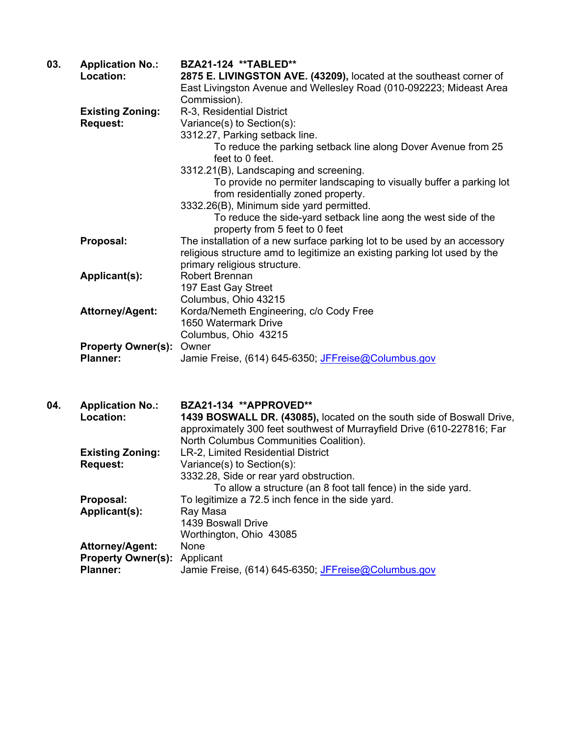**03.** **Application No.:** **BZA21-124 \*\*TABLED\*\***

**Location:** **2875 E. LIVINGSTON AVE. (43209),** located at the southeast corner of East Livingston Avenue and Wellesley Road (010-092223; Mideast Area Commission).

**Existing Zoning:** R-3, Residential District

**Request:** Variance(s) to Section(s):

3312.27, Parking setback line.

> To reduce the parking setback line along Dover Avenue from 25 feet to 0 feet.

3312.21(B), Landscaping and screening.

> To provide no permiter landscaping to visually buffer a parking lot from residentially zoned property.

3332.26(B), Minimum side yard permitted.

> To reduce the side-yard setback line aong the west side of the property from 5 feet to 0 feet

**Proposal:** The installation of a new surface parking lot to be used by an accessory religious structure amd to legitimize an existing parking lot used by the primary religious structure.

**Applicant(s):** Robert Brennan
197 East Gay Street
Columbus, Ohio 43215

**Attorney/Agent:** Korda/Nemeth Engineering, c/o Cody Free
1650 Watermark Drive
Columbus, Ohio 43215

**Property Owner(s):** Owner

**Planner:** Jamie Freise, (614) 645-6350; JFFreise@Columbus.gov

**04.** **Application No.:** **BZA21-134 \*\*APPROVED\*\***

**Location:** **1439 BOSWALL DR. (43085),** located on the south side of Boswall Drive, approximately 300 feet southwest of Murrayfield Drive (610-227816; Far North Columbus Communities Coalition).

**Existing Zoning:** LR-2, Limited Residential District

**Request:** Variance(s) to Section(s):

3332.28, Side or rear yard obstruction.

> To allow a structure (an 8 foot tall fence) in the side yard.

**Proposal:** To legitimize a 72.5 inch fence in the side yard.

**Applicant(s):** Ray Masa
1439 Boswall Drive
Worthington, Ohio 43085

**Attorney/Agent:** None

**Property Owner(s):** Applicant

**Planner:** Jamie Freise, (614) 645-6350; JFFreise@Columbus.gov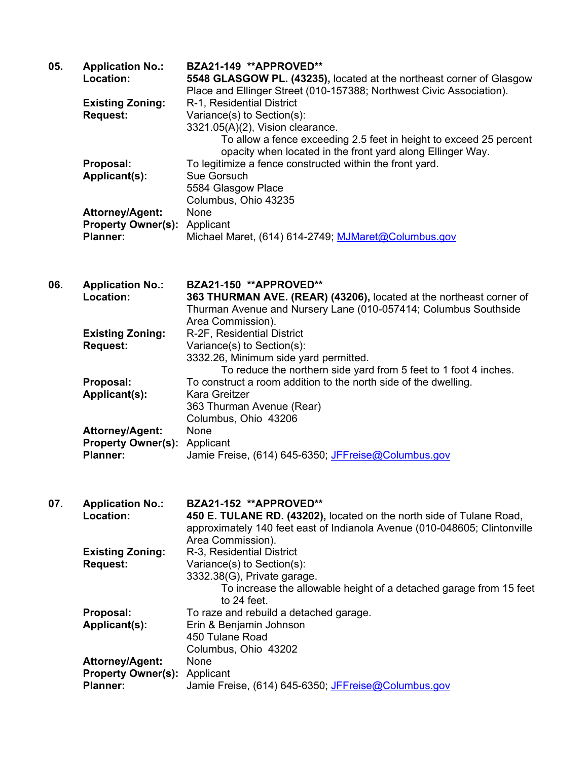**05.** **Application No.:** **BZA21-149 \*\*APPROVED\*\***

**Location:** **5548 GLASGOW PL. (43235),** located at the northeast corner of Glasgow Place and Ellinger Street (010-157388; Northwest Civic Association).

**Existing Zoning:** R-1, Residential District

**Request:** Variance(s) to Section(s):
3321.05(A)(2), Vision clearance.
To allow a fence exceeding 2.5 feet in height to exceed 25 percent opacity when located in the front yard along Ellinger Way.

**Proposal:** To legitimize a fence constructed within the front yard.

**Applicant(s):** Sue Gorsuch
5584 Glasgow Place
Columbus, Ohio 43235

**Attorney/Agent:** None

**Property Owner(s):** Applicant

**Planner:** Michael Maret, (614) 614-2749; MJMaret@Columbus.gov

**06.** **Application No.:** **BZA21-150 \*\*APPROVED\*\***

**Location:** **363 THURMAN AVE. (REAR) (43206),** located at the northeast corner of Thurman Avenue and Nursery Lane (010-057414; Columbus Southside Area Commission).

**Existing Zoning:** R-2F, Residential District

**Request:** Variance(s) to Section(s):
3332.26, Minimum side yard permitted.
To reduce the northern side yard from 5 feet to 1 foot 4 inches.

**Proposal:** To construct a room addition to the north side of the dwelling.

**Applicant(s):** Kara Greitzer
363 Thurman Avenue (Rear)
Columbus, Ohio 43206

**Attorney/Agent:** None

**Property Owner(s):** Applicant

**Planner:** Jamie Freise, (614) 645-6350; JFFreise@Columbus.gov

**07.** **Application No.:** **BZA21-152 \*\*APPROVED\*\***

**Location:** **450 E. TULANE RD. (43202),** located on the north side of Tulane Road, approximately 140 feet east of Indianola Avenue (010-048605; Clintonville Area Commission).

**Existing Zoning:** R-3, Residential District

**Request:** Variance(s) to Section(s):
3332.38(G), Private garage.
To increase the allowable height of a detached garage from 15 feet to 24 feet.

**Proposal:** To raze and rebuild a detached garage.

**Applicant(s):** Erin & Benjamin Johnson
450 Tulane Road
Columbus, Ohio 43202

**Attorney/Agent:** None

**Property Owner(s):** Applicant

**Planner:** Jamie Freise, (614) 645-6350; JFFreise@Columbus.gov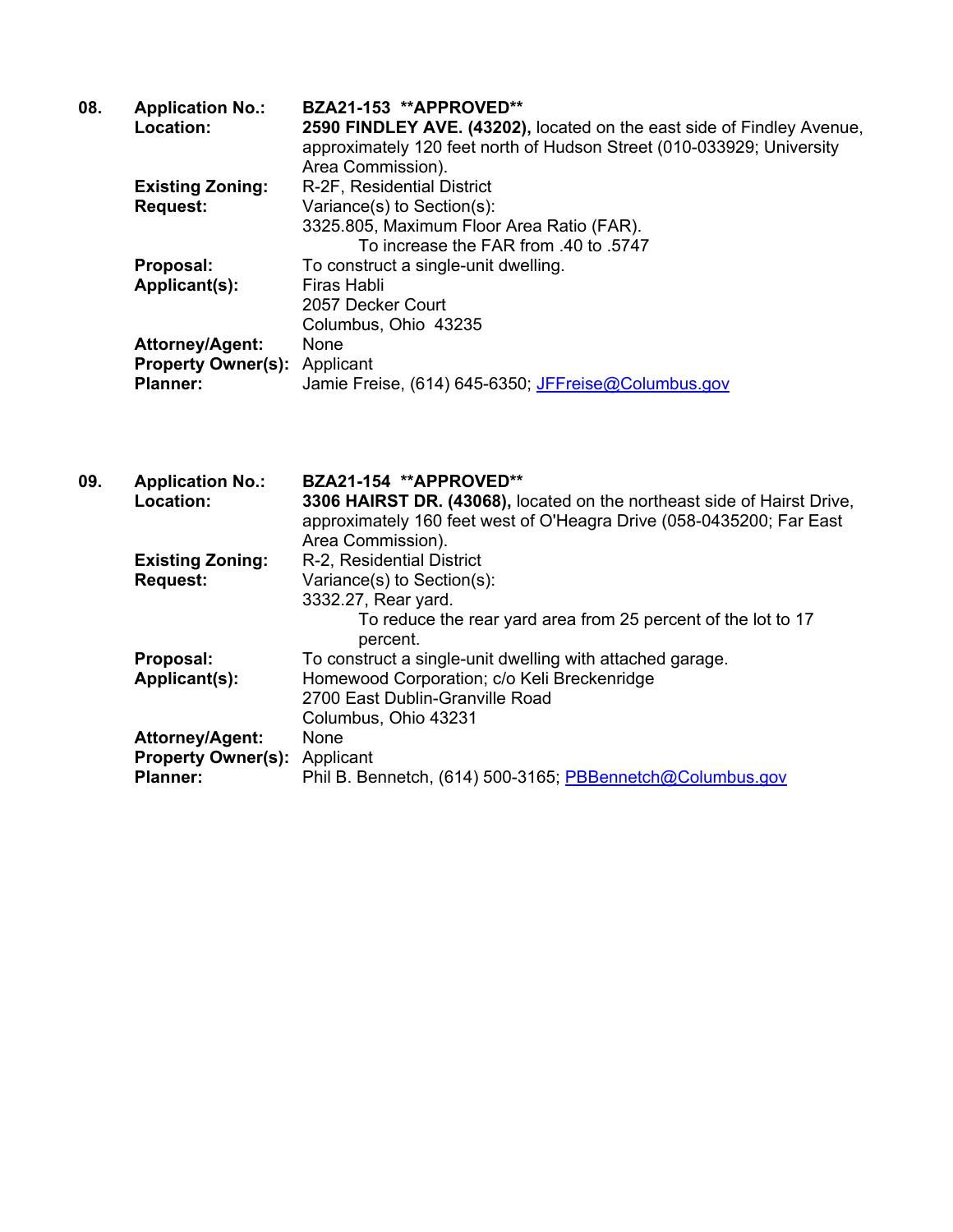**08.** **Application No.:** **BZA21-153 \*\*APPROVED\*\***

**Location:** **2590 FINDLEY AVE. (43202),** located on the east side of Findley Avenue, approximately 120 feet north of Hudson Street (010-033929; University Area Commission).

**Existing Zoning:** R-2F, Residential District

**Request:** Variance(s) to Section(s):
3325.805, Maximum Floor Area Ratio (FAR).
To increase the FAR from .40 to .5747

**Proposal:** To construct a single-unit dwelling.

**Applicant(s):** Firas Habli
2057 Decker Court
Columbus, Ohio 43235

**Attorney/Agent:** None

**Property Owner(s):** Applicant

**Planner:** Jamie Freise, (614) 645-6350; JFFreise@Columbus.gov

**09.** **Application No.:** **BZA21-154 \*\*APPROVED\*\***

**Location:** **3306 HAIRST DR. (43068),** located on the northeast side of Hairst Drive, approximately 160 feet west of O'Heagra Drive (058-0435200; Far East Area Commission).

**Existing Zoning:** R-2, Residential District

**Request:** Variance(s) to Section(s):
3332.27, Rear yard.
To reduce the rear yard area from 25 percent of the lot to 17 percent.

**Proposal:** To construct a single-unit dwelling with attached garage.

**Applicant(s):** Homewood Corporation; c/o Keli Breckenridge
2700 East Dublin-Granville Road
Columbus, Ohio 43231

**Attorney/Agent:** None

**Property Owner(s):** Applicant

**Planner:** Phil B. Bennetch, (614) 500-3165; PBBennetch@Columbus.gov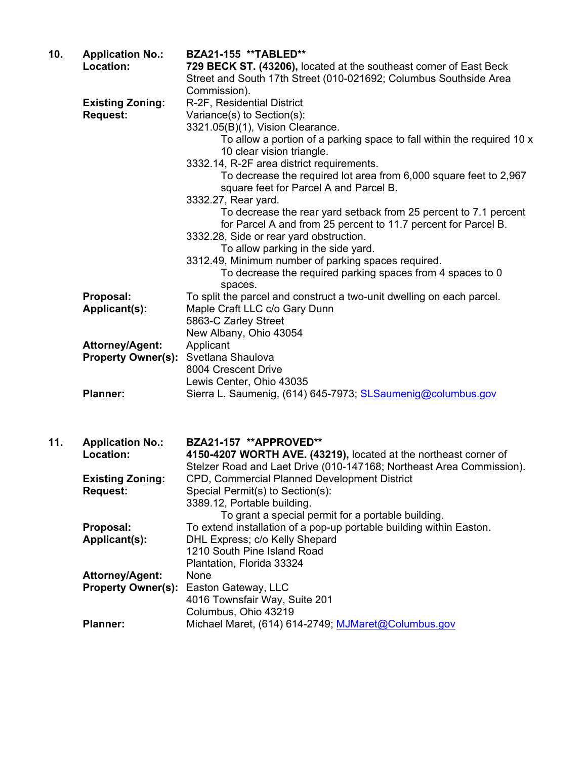**10.** **Application No.:** **BZA21-155 \*\*TABLED\*\***

**Location:** **729 BECK ST. (43206),** located at the southeast corner of East Beck Street and South 17th Street (010-021692; Columbus Southside Area Commission).

**Existing Zoning:** R-2F, Residential District

**Request:** Variance(s) to Section(s):

3321.05(B)(1), Vision Clearance.
: To allow a portion of a parking space to fall within the required 10 x 10 clear vision triangle.

3332.14, R-2F area district requirements.
: To decrease the required lot area from 6,000 square feet to 2,967 square feet for Parcel A and Parcel B.

3332.27, Rear yard.
: To decrease the rear yard setback from 25 percent to 7.1 percent for Parcel A and from 25 percent to 11.7 percent for Parcel B.

3332.28, Side or rear yard obstruction.
: To allow parking in the side yard.

3312.49, Minimum number of parking spaces required.
: To decrease the required parking spaces from 4 spaces to 0 spaces.

**Proposal:** To split the parcel and construct a two-unit dwelling on each parcel.

**Applicant(s):** Maple Craft LLC c/o Gary Dunn
5863-C Zarley Street
New Albany, Ohio 43054

**Attorney/Agent:** Applicant

**Property Owner(s):** Svetlana Shaulova
8004 Crescent Drive
Lewis Center, Ohio 43035

**Planner:** Sierra L. Saumenig, (614) 645-7973; SLSaumenig@columbus.gov

**11.** **Application No.:** **BZA21-157 \*\*APPROVED\*\***

**Location:** **4150-4207 WORTH AVE. (43219),** located at the northeast corner of Stelzer Road and Laet Drive (010-147168; Northeast Area Commission).

**Existing Zoning:** CPD, Commercial Planned Development District

**Request:** Special Permit(s) to Section(s):

3389.12, Portable building.
: To grant a special permit for a portable building.

**Proposal:** To extend installation of a pop-up portable building within Easton.

**Applicant(s):** DHL Express; c/o Kelly Shepard
1210 South Pine Island Road
Plantation, Florida 33324

**Attorney/Agent:** None

**Property Owner(s):** Easton Gateway, LLC
4016 Townsfair Way, Suite 201
Columbus, Ohio 43219

**Planner:** Michael Maret, (614) 614-2749; MJMaret@Columbus.gov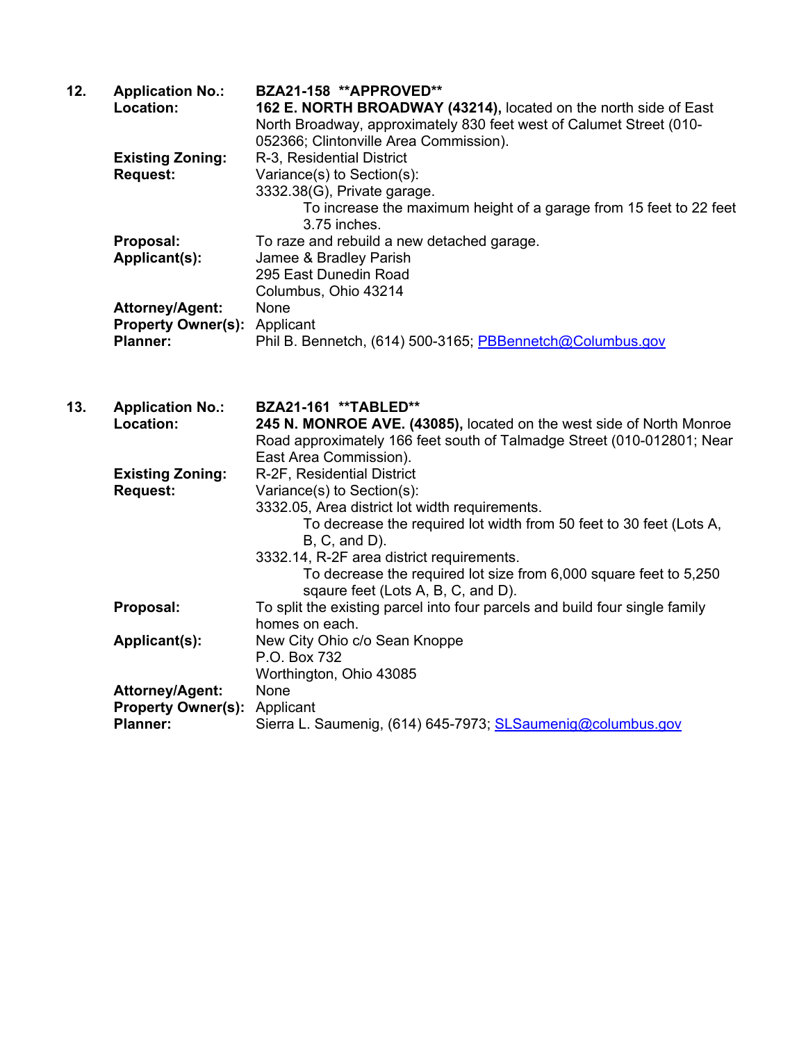**12. Application No.:** **BZA21-158 \*\*APPROVED\*\***

**Location:** **162 E. NORTH BROADWAY (43214),** located on the north side of East North Broadway, approximately 830 feet west of Calumet Street (010-052366; Clintonville Area Commission).

**Existing Zoning:** R-3, Residential District

**Request:** Variance(s) to Section(s):

3332.38(G), Private garage.

To increase the maximum height of a garage from 15 feet to 22 feet 3.75 inches.

**Proposal:** To raze and rebuild a new detached garage.

**Applicant(s):** Jamee & Bradley Parish
295 East Dunedin Road
Columbus, Ohio 43214

**Attorney/Agent:** None

**Property Owner(s):** Applicant

**Planner:** Phil B. Bennetch, (614) 500-3165; PBBennetch@Columbus.gov

**13. Application No.:** **BZA21-161 \*\*TABLED\*\***

**Location:** **245 N. MONROE AVE. (43085),** located on the west side of North Monroe Road approximately 166 feet south of Talmadge Street (010-012801; Near East Area Commission).

**Existing Zoning:** R-2F, Residential District

**Request:** Variance(s) to Section(s):

3332.05, Area district lot width requirements.

To decrease the required lot width from 50 feet to 30 feet (Lots A, B, C, and D).

3332.14, R-2F area district requirements.

To decrease the required lot size from 6,000 square feet to 5,250 sqaure feet (Lots A, B, C, and D).

**Proposal:** To split the existing parcel into four parcels and build four single family homes on each.

**Applicant(s):** New City Ohio c/o Sean Knoppe
P.O. Box 732
Worthington, Ohio 43085

**Attorney/Agent:** None

**Property Owner(s):** Applicant

**Planner:** Sierra L. Saumenig, (614) 645-7973; SLSaumenig@columbus.gov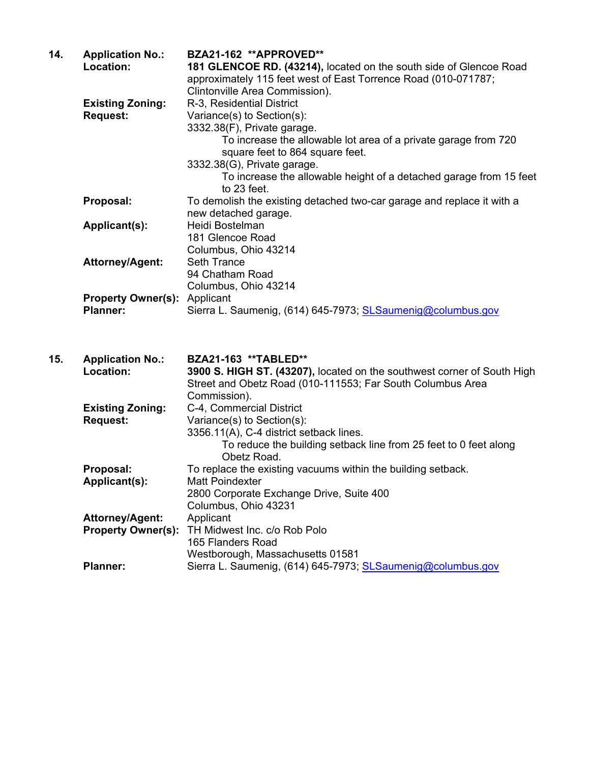**14.** **Application No.:** **BZA21-162 \*\*APPROVED\*\***

**Location:** **181 GLENCOE RD. (43214),** located on the south side of Glencoe Road approximately 115 feet west of East Torrence Road (010-071787; Clintonville Area Commission).

**Existing Zoning:** R-3, Residential District

**Request:** Variance(s) to Section(s):

3332.38(F), Private garage.

To increase the allowable lot area of a private garage from 720 square feet to 864 square feet.

3332.38(G), Private garage.

To increase the allowable height of a detached garage from 15 feet to 23 feet.

**Proposal:** To demolish the existing detached two-car garage and replace it with a new detached garage.

**Applicant(s):** Heidi Bostelman
181 Glencoe Road
Columbus, Ohio 43214

**Attorney/Agent:** Seth Trance
94 Chatham Road
Columbus, Ohio 43214

**Property Owner(s):** Applicant

**Planner:** Sierra L. Saumenig, (614) 645-7973; SLSaumenig@columbus.gov

**15.** **Application No.:** **BZA21-163 \*\*TABLED\*\***

**Location:** **3900 S. HIGH ST. (43207),** located on the southwest corner of South High Street and Obetz Road (010-111553; Far South Columbus Area Commission).

**Existing Zoning:** C-4, Commercial District

**Request:** Variance(s) to Section(s):

3356.11(A), C-4 district setback lines.

To reduce the building setback line from 25 feet to 0 feet along Obetz Road.

**Proposal:** To replace the existing vacuums within the building setback.

**Applicant(s):** Matt Poindexter
2800 Corporate Exchange Drive, Suite 400
Columbus, Ohio 43231

**Attorney/Agent:** Applicant

**Property Owner(s):** TH Midwest Inc. c/o Rob Polo
165 Flanders Road
Westborough, Massachusetts 01581

**Planner:** Sierra L. Saumenig, (614) 645-7973; SLSaumenig@columbus.gov